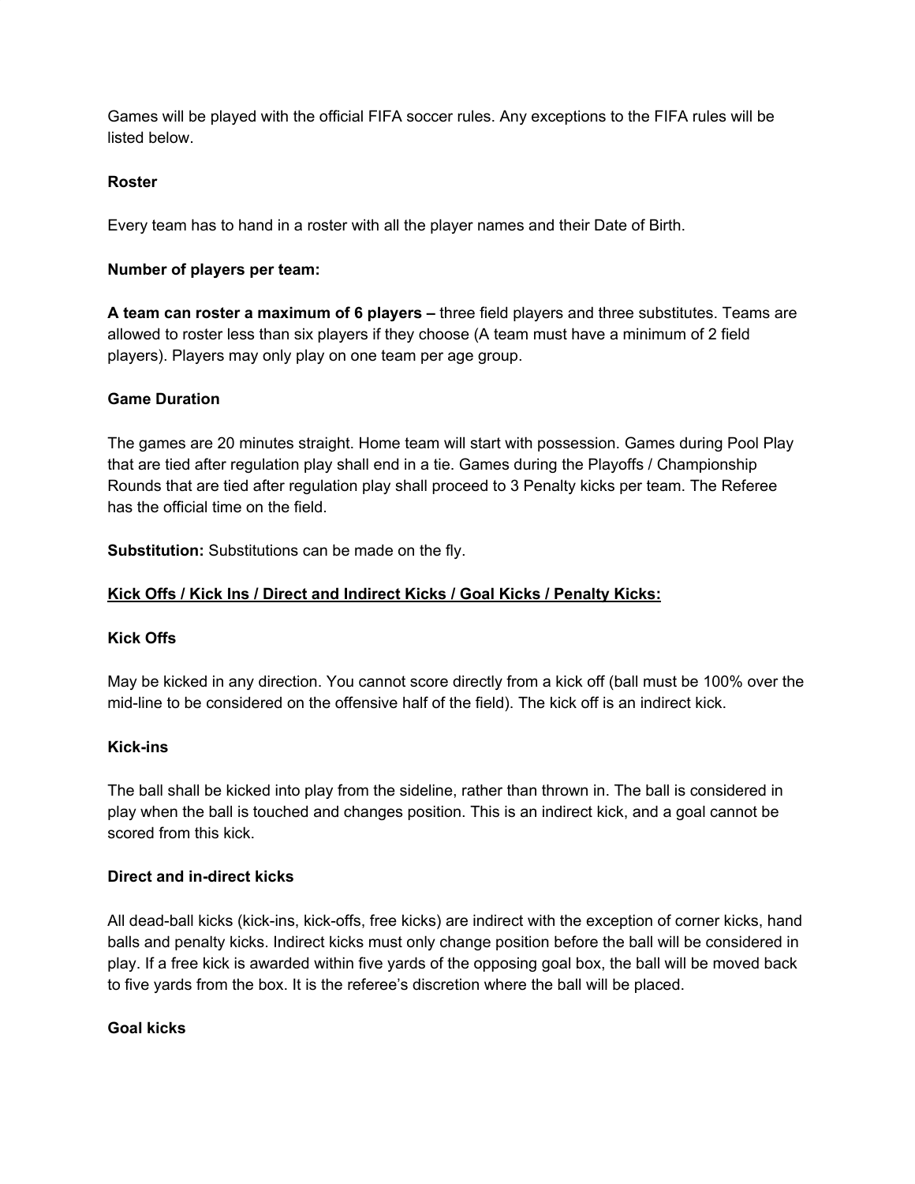Games will be played with the official FIFA soccer rules. Any exceptions to the FIFA rules will be listed below.

**Roster**

Every team has to hand in a roster with all the player names and their Date of Birth.

**Number of players per team:**

**A team can roster a maximum of 6 players –** three field players and three substitutes. Teams are allowed to roster less than six players if they choose (A team must have a minimum of 2 field players). Players may only play on one team per age group.

**Game Duration**

The games are 20 minutes straight. Home team will start with possession. Games during Pool Play that are tied after regulation play shall end in a tie. Games during the Playoffs / Championship Rounds that are tied after regulation play shall proceed to 3 Penalty kicks per team. The Referee has the official time on the field.

**Substitution:** Substitutions can be made on the fly.

**Kick Offs / Kick Ins / Direct and Indirect Kicks / Goal Kicks / Penalty Kicks:**

**Kick Offs**

May be kicked in any direction. You cannot score directly from a kick off (ball must be 100% over the mid-line to be considered on the offensive half of the field). The kick off is an indirect kick.

**Kick-ins**

The ball shall be kicked into play from the sideline, rather than thrown in. The ball is considered in play when the ball is touched and changes position. This is an indirect kick, and a goal cannot be scored from this kick.

**Direct and in-direct kicks**

All dead-ball kicks (kick-ins, kick-offs, free kicks) are indirect with the exception of corner kicks, hand balls and penalty kicks. Indirect kicks must only change position before the ball will be considered in play. If a free kick is awarded within five yards of the opposing goal box, the ball will be moved back to five yards from the box. It is the referee's discretion where the ball will be placed.

**Goal kicks**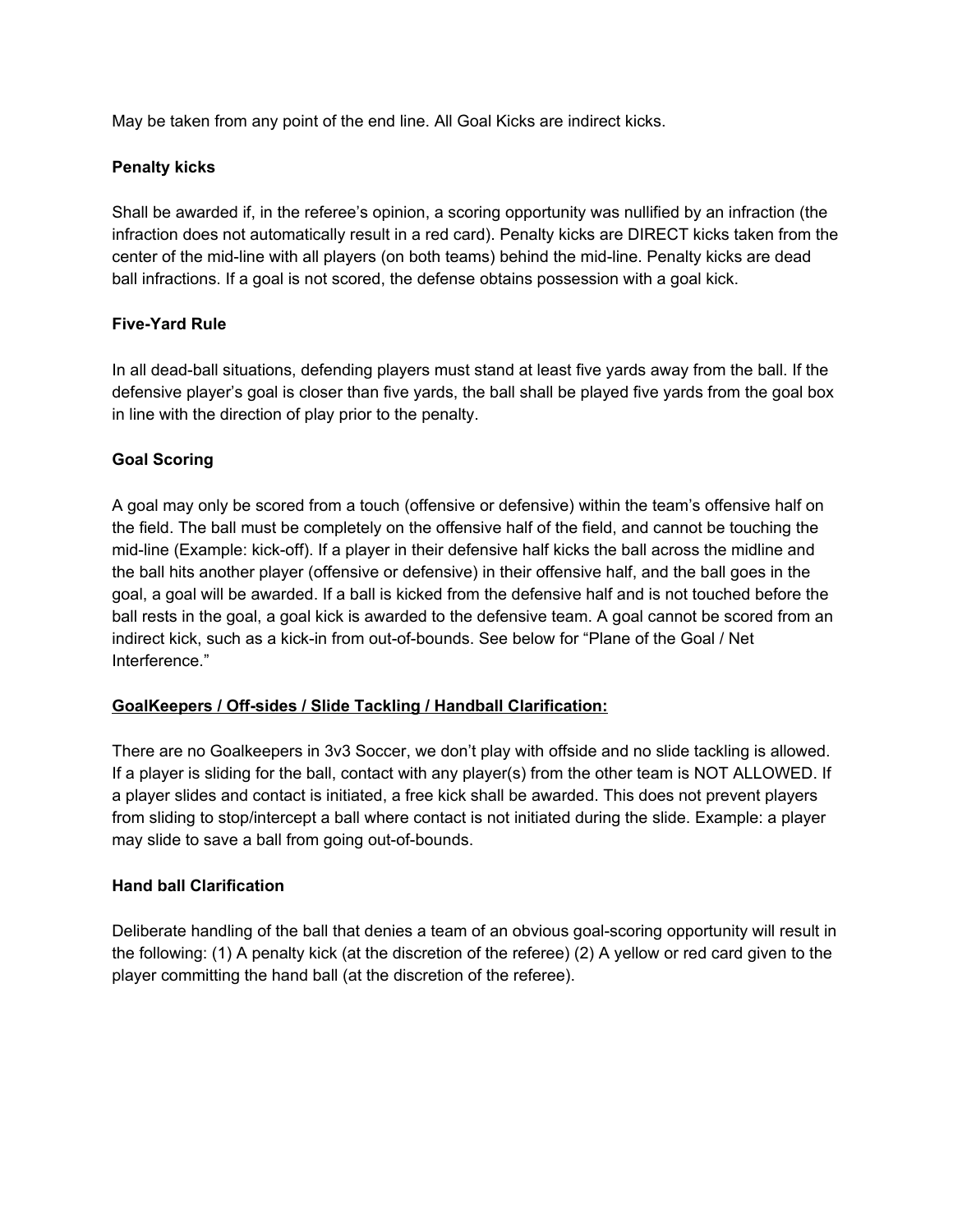May be taken from any point of the end line. All Goal Kicks are indirect kicks.

**Penalty kicks**

Shall be awarded if, in the referee's opinion, a scoring opportunity was nullified by an infraction (the infraction does not automatically result in a red card). Penalty kicks are DIRECT kicks taken from the center of the mid-line with all players (on both teams) behind the mid-line. Penalty kicks are dead ball infractions. If a goal is not scored, the defense obtains possession with a goal kick.

**Five-Yard Rule**

In all dead-ball situations, defending players must stand at least five yards away from the ball. If the defensive player's goal is closer than five yards, the ball shall be played five yards from the goal box in line with the direction of play prior to the penalty.

**Goal Scoring**

A goal may only be scored from a touch (offensive or defensive) within the team's offensive half on the field. The ball must be completely on the offensive half of the field, and cannot be touching the mid-line (Example: kick-off). If a player in their defensive half kicks the ball across the midline and the ball hits another player (offensive or defensive) in their offensive half, and the ball goes in the goal, a goal will be awarded. If a ball is kicked from the defensive half and is not touched before the ball rests in the goal, a goal kick is awarded to the defensive team. A goal cannot be scored from an indirect kick, such as a kick-in from out-of-bounds. See below for "Plane of the Goal / Net Interference."

**<u>GoalKeepers / Off-sides / Slide Tackling / Handball Clarification:</u>**

There are no Goalkeepers in 3v3 Soccer, we don't play with offside and no slide tackling is allowed. If a player is sliding for the ball, contact with any player(s) from the other team is NOT ALLOWED. If a player slides and contact is initiated, a free kick shall be awarded. This does not prevent players from sliding to stop/intercept a ball where contact is not initiated during the slide. Example: a player may slide to save a ball from going out-of-bounds.

**Hand ball Clarification**

Deliberate handling of the ball that denies a team of an obvious goal-scoring opportunity will result in the following: (1) A penalty kick (at the discretion of the referee) (2) A yellow or red card given to the player committing the hand ball (at the discretion of the referee).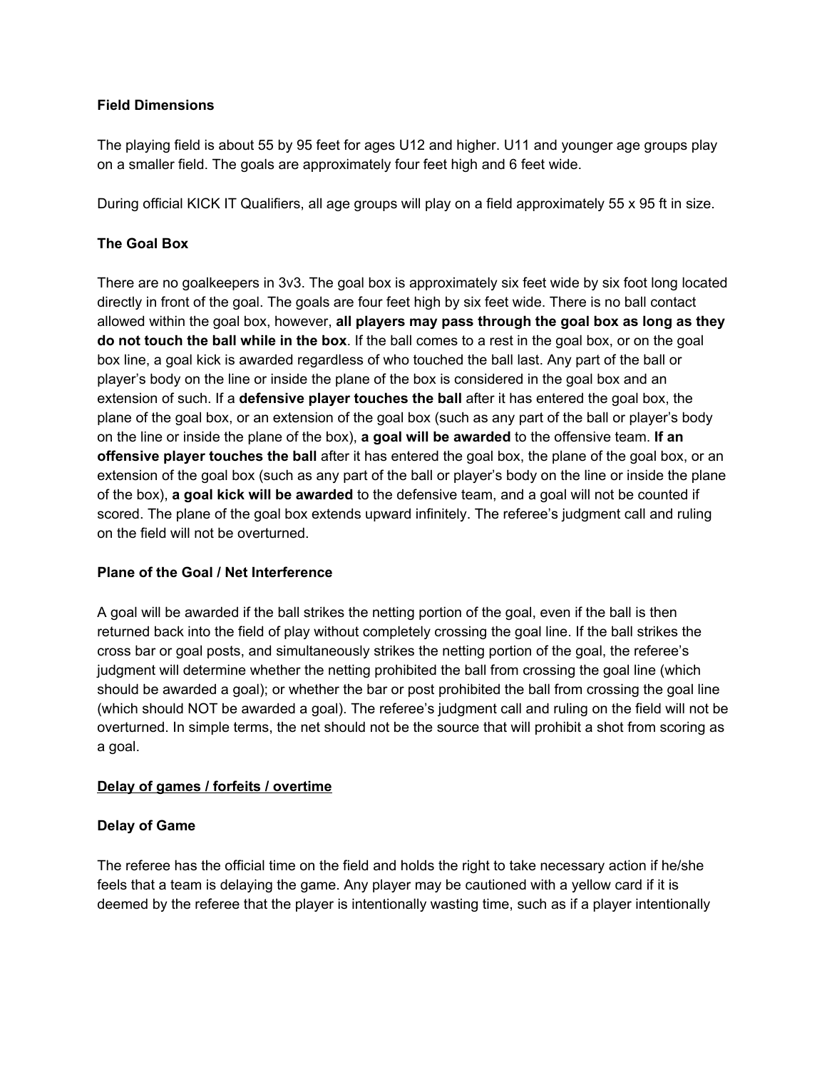**Field Dimensions**

The playing field is about 55 by 95 feet for ages U12 and higher. U11 and younger age groups play on a smaller field. The goals are approximately four feet high and 6 feet wide.

During official KICK IT Qualifiers, all age groups will play on a field approximately 55 x 95 ft in size.

**The Goal Box**

There are no goalkeepers in 3v3. The goal box is approximately six feet wide by six foot long located directly in front of the goal. The goals are four feet high by six feet wide. There is no ball contact allowed within the goal box, however, **all players may pass through the goal box as long as they do not touch the ball while in the box**. If the ball comes to a rest in the goal box, or on the goal box line, a goal kick is awarded regardless of who touched the ball last. Any part of the ball or player's body on the line or inside the plane of the box is considered in the goal box and an extension of such. If a **defensive player touches the ball** after it has entered the goal box, the plane of the goal box, or an extension of the goal box (such as any part of the ball or player's body on the line or inside the plane of the box), **a goal will be awarded** to the offensive team. **If an offensive player touches the ball** after it has entered the goal box, the plane of the goal box, or an extension of the goal box (such as any part of the ball or player's body on the line or inside the plane of the box), **a goal kick will be awarded** to the defensive team, and a goal will not be counted if scored. The plane of the goal box extends upward infinitely. The referee's judgment call and ruling on the field will not be overturned.

**Plane of the Goal / Net Interference**

A goal will be awarded if the ball strikes the netting portion of the goal, even if the ball is then returned back into the field of play without completely crossing the goal line. If the ball strikes the cross bar or goal posts, and simultaneously strikes the netting portion of the goal, the referee's judgment will determine whether the netting prohibited the ball from crossing the goal line (which should be awarded a goal); or whether the bar or post prohibited the ball from crossing the goal line (which should NOT be awarded a goal). The referee's judgment call and ruling on the field will not be overturned. In simple terms, the net should not be the source that will prohibit a shot from scoring as a goal.

**Delay of games / forfeits / overtime**

**Delay of Game**

The referee has the official time on the field and holds the right to take necessary action if he/she feels that a team is delaying the game. Any player may be cautioned with a yellow card if it is deemed by the referee that the player is intentionally wasting time, such as if a player intentionally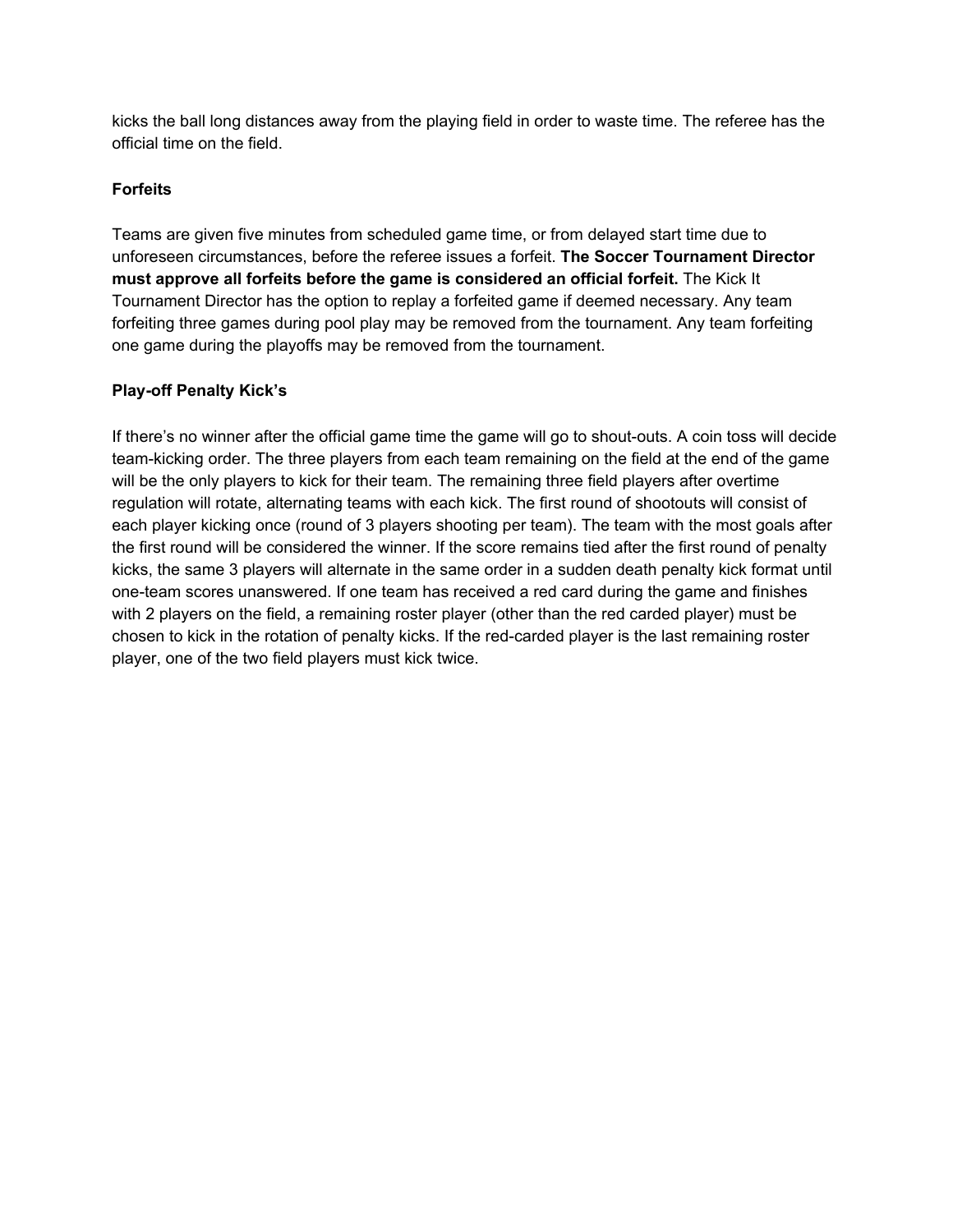kicks the ball long distances away from the playing field in order to waste time. The referee has the official time on the field.

**Forfeits**

Teams are given five minutes from scheduled game time, or from delayed start time due to unforeseen circumstances, before the referee issues a forfeit. **The Soccer Tournament Director must approve all forfeits before the game is considered an official forfeit.** The Kick It Tournament Director has the option to replay a forfeited game if deemed necessary. Any team forfeiting three games during pool play may be removed from the tournament. Any team forfeiting one game during the playoffs may be removed from the tournament.

**Play-off Penalty Kick's**

If there's no winner after the official game time the game will go to shout-outs. A coin toss will decide team-kicking order. The three players from each team remaining on the field at the end of the game will be the only players to kick for their team. The remaining three field players after overtime regulation will rotate, alternating teams with each kick. The first round of shootouts will consist of each player kicking once (round of 3 players shooting per team). The team with the most goals after the first round will be considered the winner. If the score remains tied after the first round of penalty kicks, the same 3 players will alternate in the same order in a sudden death penalty kick format until one-team scores unanswered. If one team has received a red card during the game and finishes with 2 players on the field, a remaining roster player (other than the red carded player) must be chosen to kick in the rotation of penalty kicks. If the red-carded player is the last remaining roster player, one of the two field players must kick twice.